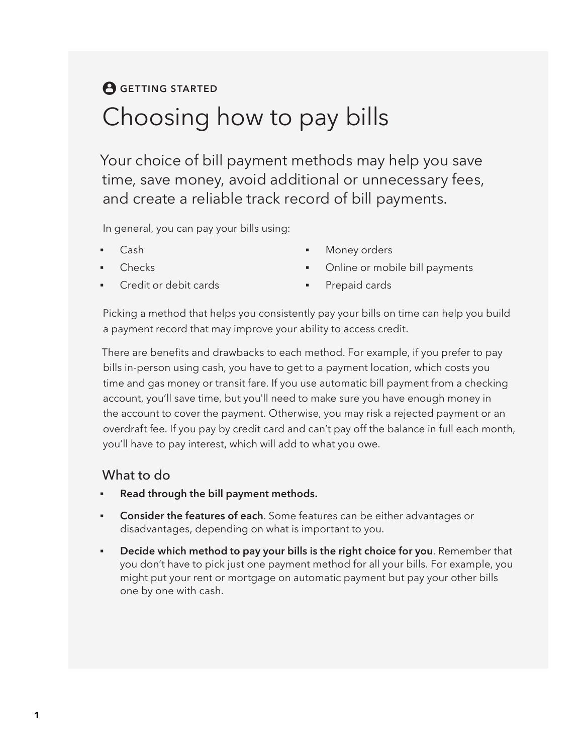GETTING STARTED

# Choosing how to pay bills

Your choice of bill payment methods may help you save time, save money, avoid additional or unnecessary fees, and create a reliable track record of bill payments.

In general, you can pay your bills using:

- Cash
- Checks
- Credit or debit cards
- Money orders
- Online or mobile bill payments
- Prepaid cards

Picking a method that helps you consistently pay your bills on time can help you build a payment record that may improve your ability to access credit.

There are benefits and drawbacks to each method. For example, if you prefer to pay bills in-person using cash, you have to get to a payment location, which costs you time and gas money or transit fare. If you use automatic bill payment from a checking account, you'll save time, but you'll need to make sure you have enough money in the account to cover the payment. Otherwise, you may risk a rejected payment or an overdraft fee. If you pay by credit card and can't pay off the balance in full each month, you'll have to pay interest, which will add to what you owe.

## What to do

- **Read through the bill payment methods.**
- **Consider the features of each**. Some features can be either advantages or disadvantages, depending on what is important to you.
- **Decide which method to pay your bills is the right choice for you**. Remember that you don't have to pick just one payment method for all your bills. For example, you might put your rent or mortgage on automatic payment but pay your other bills one by one with cash.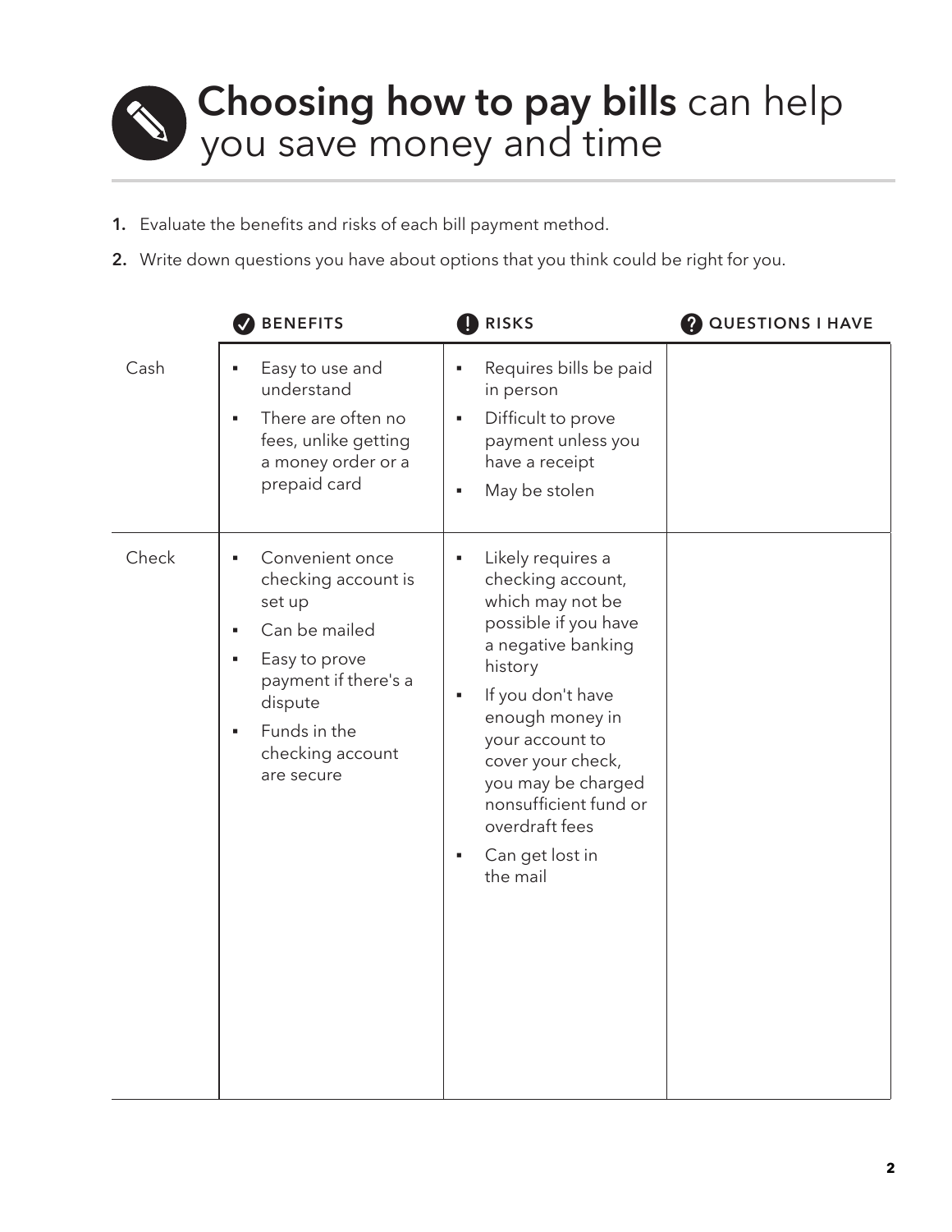# **Choosing how to pay bills** can help you save money and time

1. Evaluate the benefits and risks of each bill payment method.
2. Write down questions you have about options that you think could be right for you.

| | BENEFITS | RISKS | QUESTIONS I HAVE |
|---|---|---|---|
| Cash | ▪ Easy to use and understand<br>▪ There are often no fees, unlike getting a money order or a prepaid card | ▪ Requires bills be paid in person<br>▪ Difficult to prove payment unless you have a receipt<br>▪ May be stolen | |
| Check | ▪ Convenient once checking account is set up<br>▪ Can be mailed<br>▪ Easy to prove payment if there's a dispute<br>▪ Funds in the checking account are secure | ▪ Likely requires a checking account, which may not be possible if you have a negative banking history<br>▪ If you don't have enough money in your account to cover your check, you may be charged nonsufficient fund or overdraft fees<br>▪ Can get lost in the mail | |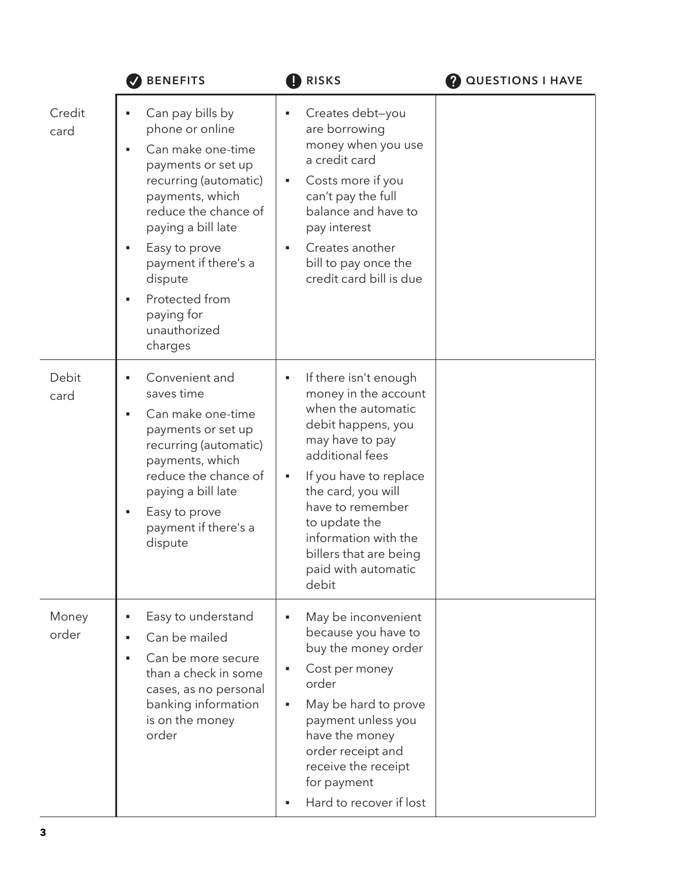| | BENEFITS | RISKS | QUESTIONS I HAVE |
|---|---|---|---|
| Credit card | ▪ Can pay bills by phone or online<br>▪ Can make one-time payments or set up recurring (automatic) payments, which reduce the chance of paying a bill late<br>▪ Easy to prove payment if there's a dispute<br>▪ Protected from paying for unauthorized charges | ▪ Creates debt—you are borrowing money when you use a credit card<br>▪ Costs more if you can't pay the full balance and have to pay interest<br>▪ Creates another bill to pay once the credit card bill is due | |
| Debit card | ▪ Convenient and saves time<br>▪ Can make one-time payments or set up recurring (automatic) payments, which reduce the chance of paying a bill late<br>▪ Easy to prove payment if there's a dispute | ▪ If there isn't enough money in the account when the automatic debit happens, you may have to pay additional fees<br>▪ If you have to replace the card, you will have to remember to update the information with the billers that are being paid with automatic debit | |
| Money order | ▪ Easy to understand<br>▪ Can be mailed<br>▪ Can be more secure than a check in some cases, as no personal banking information is on the money order | ▪ May be inconvenient because you have to buy the money order<br>▪ Cost per money order<br>▪ May be hard to prove payment unless you have the money order receipt and receive the receipt for payment<br>▪ Hard to recover if lost | |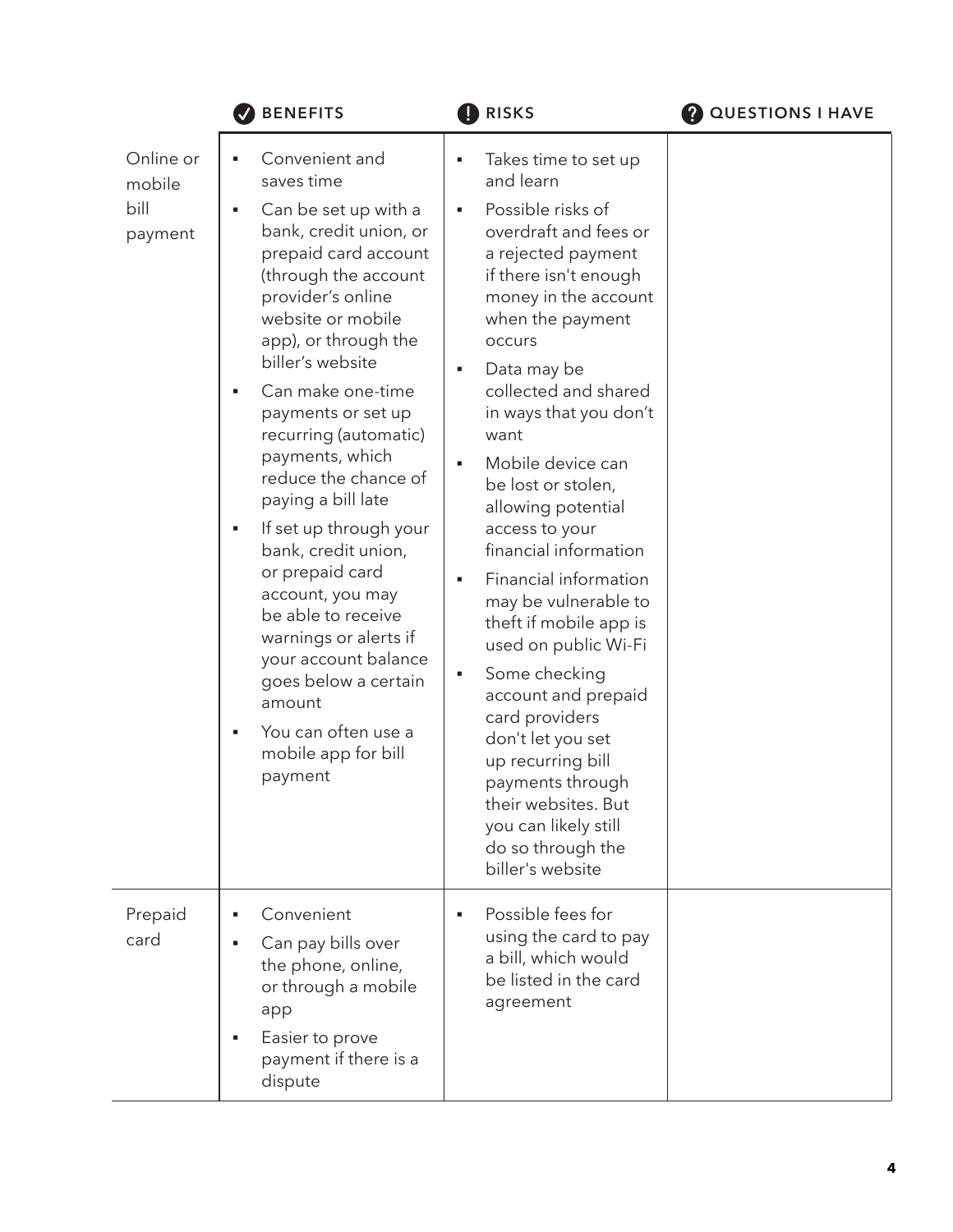| | BENEFITS | RISKS | QUESTIONS I HAVE |
|---|---|---|---|
| Online or mobile bill payment | ▪ Convenient and saves time<br>▪ Can be set up with a bank, credit union, or prepaid card account (through the account provider's online website or mobile app), or through the biller's website<br>▪ Can make one-time payments or set up recurring (automatic) payments, which reduce the chance of paying a bill late<br>▪ If set up through your bank, credit union, or prepaid card account, you may be able to receive warnings or alerts if your account balance goes below a certain amount<br>▪ You can often use a mobile app for bill payment | ▪ Takes time to set up and learn<br>▪ Possible risks of overdraft and fees or a rejected payment if there isn't enough money in the account when the payment occurs<br>▪ Data may be collected and shared in ways that you don't want<br>▪ Mobile device can be lost or stolen, allowing potential access to your financial information<br>▪ Financial information may be vulnerable to theft if mobile app is used on public Wi-Fi<br>▪ Some checking account and prepaid card providers don't let you set up recurring bill payments through their websites. But you can likely still do so through the biller's website | |
| Prepaid card | ▪ Convenient<br>▪ Can pay bills over the phone, online, or through a mobile app<br>▪ Easier to prove payment if there is a dispute | ▪ Possible fees for using the card to pay a bill, which would be listed in the card agreement | |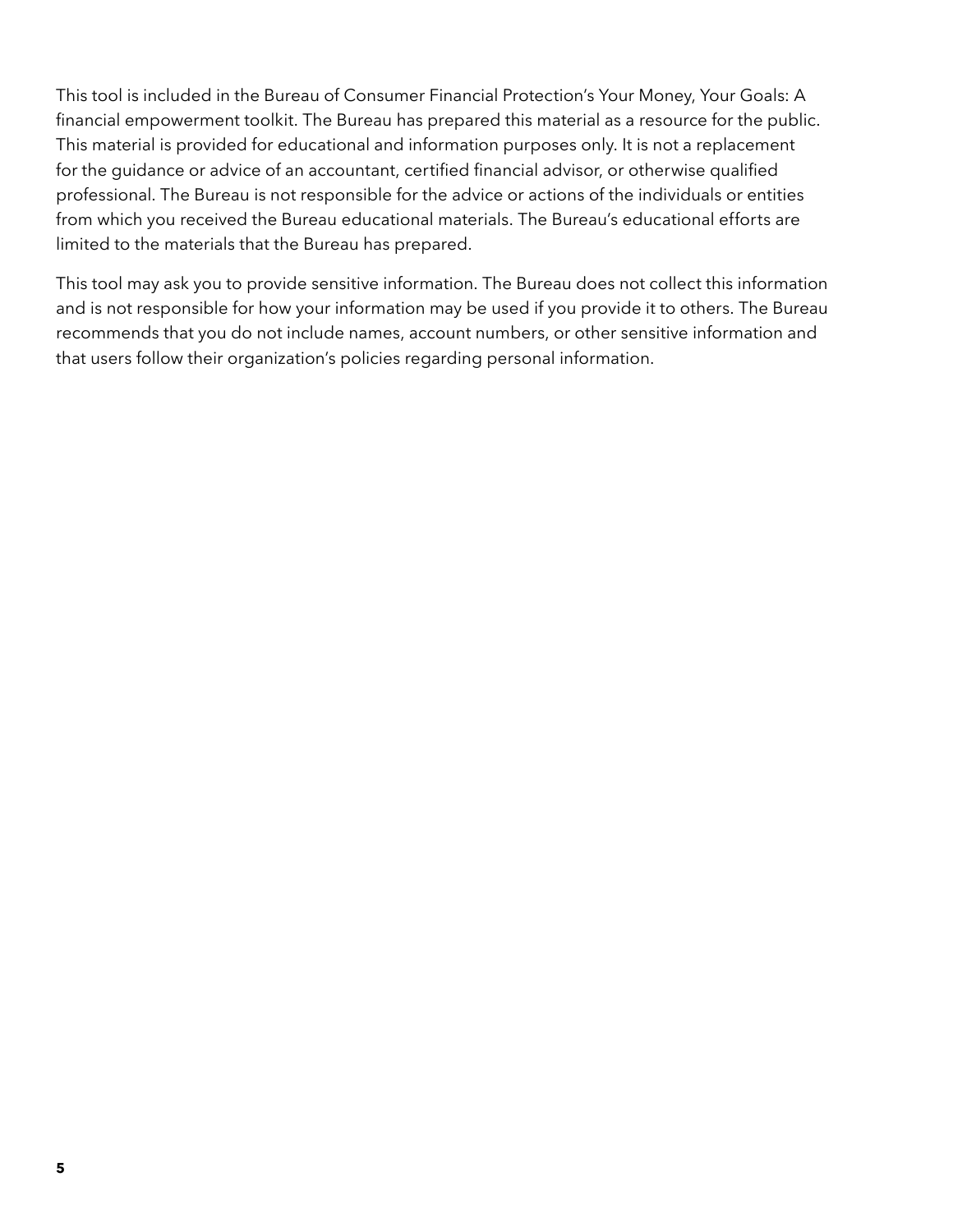This tool is included in the Bureau of Consumer Financial Protection's Your Money, Your Goals: A financial empowerment toolkit. The Bureau has prepared this material as a resource for the public. This material is provided for educational and information purposes only. It is not a replacement for the guidance or advice of an accountant, certified financial advisor, or otherwise qualified professional. The Bureau is not responsible for the advice or actions of the individuals or entities from which you received the Bureau educational materials. The Bureau's educational efforts are limited to the materials that the Bureau has prepared.

This tool may ask you to provide sensitive information. The Bureau does not collect this information and is not responsible for how your information may be used if you provide it to others. The Bureau recommends that you do not include names, account numbers, or other sensitive information and that users follow their organization's policies regarding personal information.